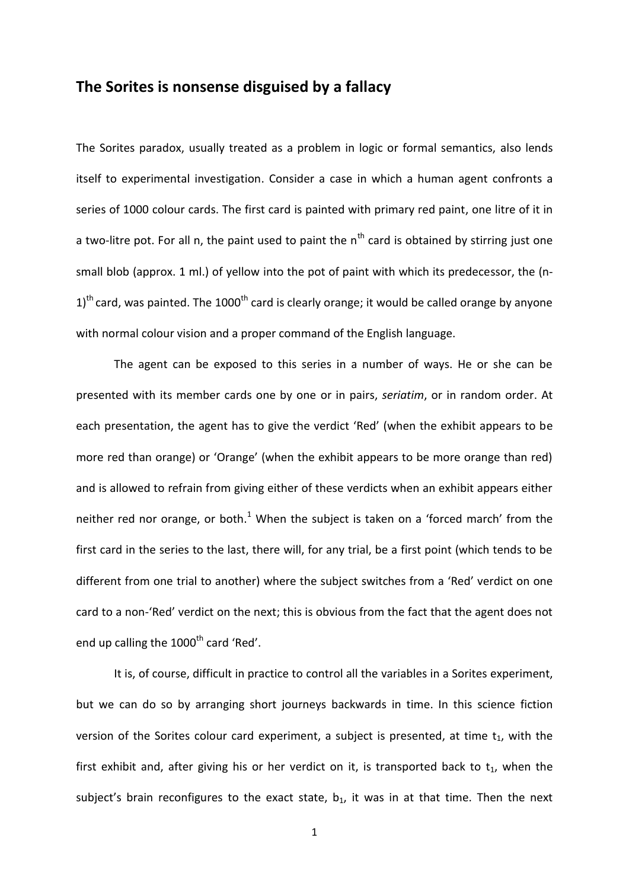## The Sorites is nonsense disguised by a fallacy

The Sorites paradox, usually treated as a problem in logic or formal semantics, also lends itself to experimental investigation. Consider a case in which a human agent confronts a series of 1000 colour cards. The first card is painted with primary red paint, one litre of it in a two-litre pot. For all n, the paint used to paint the $n^{th}$ card is obtained by stirring just one small blob (approx. 1 ml.) of yellow into the pot of paint with which its predecessor, the $(n-1)^{th}$ card, was painted. The $1000^{th}$ card is clearly orange; it would be called orange by anyone with normal colour vision and a proper command of the English language.

The agent can be exposed to this series in a number of ways. He or she can be presented with its member cards one by one or in pairs, *seriatim*, or in random order. At each presentation, the agent has to give the verdict 'Red' (when the exhibit appears to be more red than orange) or 'Orange' (when the exhibit appears to be more orange than red) and is allowed to refrain from giving either of these verdicts when an exhibit appears either neither red nor orange, or both.[1] When the subject is taken on a 'forced march' from the first card in the series to the last, there will, for any trial, be a first point (which tends to be different from one trial to another) where the subject switches from a 'Red' verdict on one card to a non-'Red' verdict on the next; this is obvious from the fact that the agent does not end up calling the $1000^{th}$ card 'Red'.

It is, of course, difficult in practice to control all the variables in a Sorites experiment, but we can do so by arranging short journeys backwards in time. In this science fiction version of the Sorites colour card experiment, a subject is presented, at time $t_1$, with the first exhibit and, after giving his or her verdict on it, is transported back to $t_1$, when the subject's brain reconfigures to the exact state, $b_1$, it was in at that time. Then the next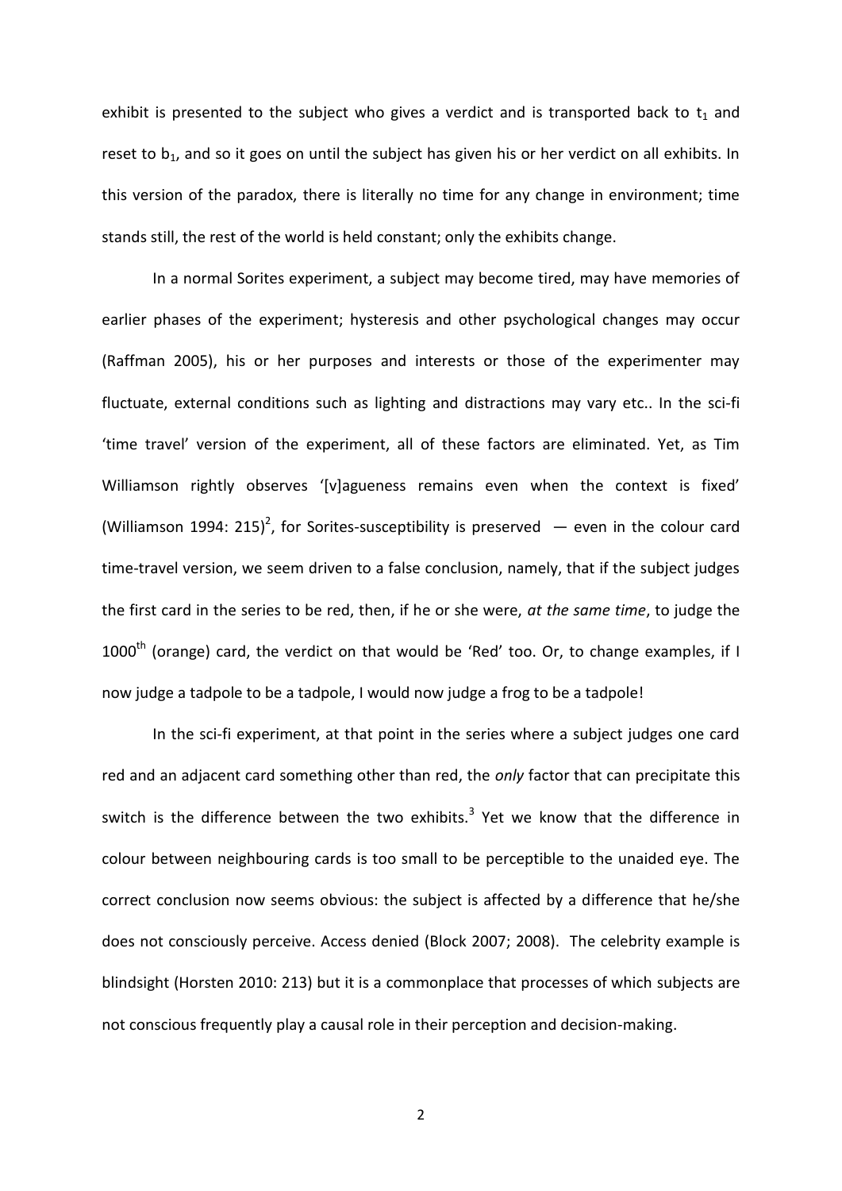exhibit is presented to the subject who gives a verdict and is transported back to $t_1$ and reset to $b_1$, and so it goes on until the subject has given his or her verdict on all exhibits. In this version of the paradox, there is literally no time for any change in environment; time stands still, the rest of the world is held constant; only the exhibits change.

In a normal Sorites experiment, a subject may become tired, may have memories of earlier phases of the experiment; hysteresis and other psychological changes may occur (Raffman 2005), his or her purposes and interests or those of the experimenter may fluctuate, external conditions such as lighting and distractions may vary etc.. In the sci-fi 'time travel' version of the experiment, all of these factors are eliminated. Yet, as Tim Williamson rightly observes '[v]agueness remains even when the context is fixed' (Williamson 1994: 215)[2], for Sorites-susceptibility is preserved — even in the colour card time-travel version, we seem driven to a false conclusion, namely, that if the subject judges the first card in the series to be red, then, if he or she were, *at the same time*, to judge the 1000[th] (orange) card, the verdict on that would be 'Red' too. Or, to change examples, if I now judge a tadpole to be a tadpole, I would now judge a frog to be a tadpole!

In the sci-fi experiment, at that point in the series where a subject judges one card red and an adjacent card something other than red, the *only* factor that can precipitate this switch is the difference between the two exhibits.[3] Yet we know that the difference in colour between neighbouring cards is too small to be perceptible to the unaided eye. The correct conclusion now seems obvious: the subject is affected by a difference that he/she does not consciously perceive. Access denied (Block 2007; 2008). The celebrity example is blindsight (Horsten 2010: 213) but it is a commonplace that processes of which subjects are not conscious frequently play a causal role in their perception and decision-making.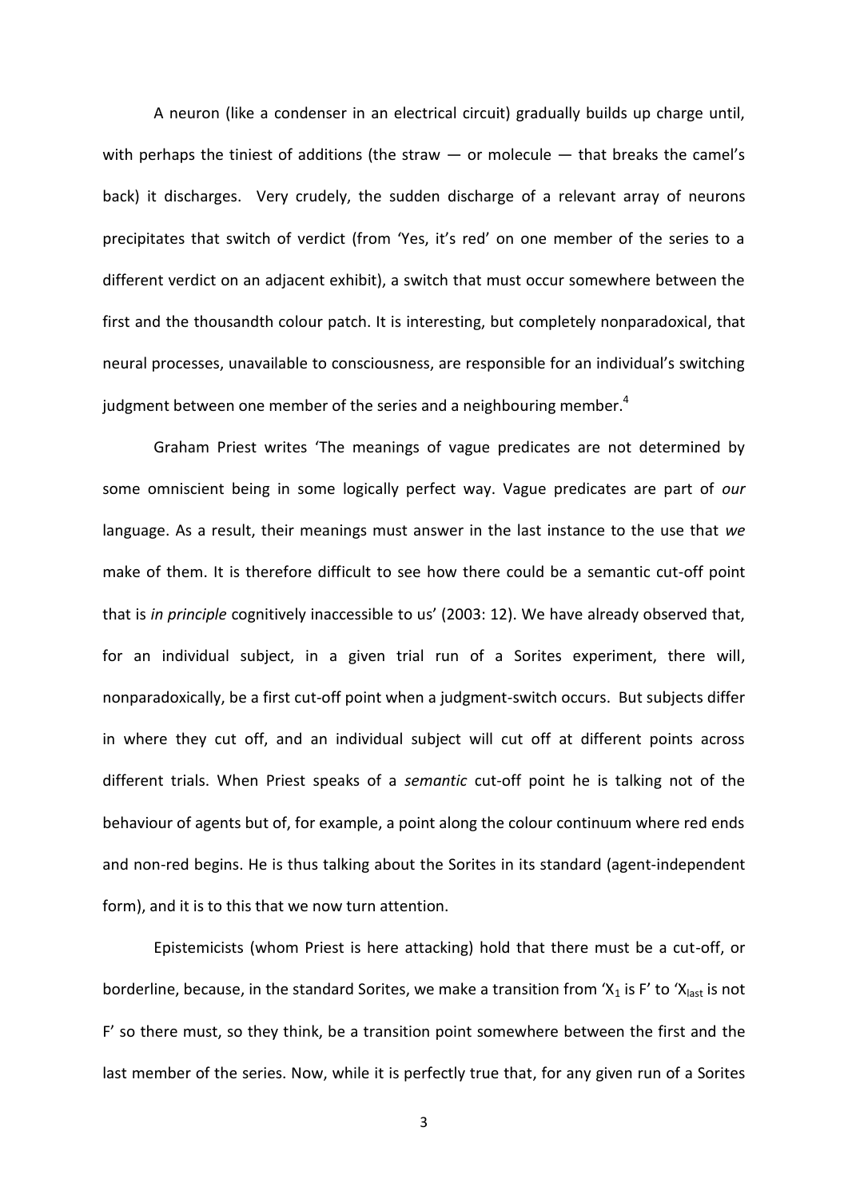A neuron (like a condenser in an electrical circuit) gradually builds up charge until, with perhaps the tiniest of additions (the straw — or molecule — that breaks the camel's back) it discharges. Very crudely, the sudden discharge of a relevant array of neurons precipitates that switch of verdict (from 'Yes, it's red' on one member of the series to a different verdict on an adjacent exhibit), a switch that must occur somewhere between the first and the thousandth colour patch. It is interesting, but completely nonparadoxical, that neural processes, unavailable to consciousness, are responsible for an individual's switching judgment between one member of the series and a neighbouring member.[4]

Graham Priest writes 'The meanings of vague predicates are not determined by some omniscient being in some logically perfect way. Vague predicates are part of *our* language. As a result, their meanings must answer in the last instance to the use that *we* make of them. It is therefore difficult to see how there could be a semantic cut-off point that is *in principle* cognitively inaccessible to us' (2003: 12). We have already observed that, for an individual subject, in a given trial run of a Sorites experiment, there will, nonparadoxically, be a first cut-off point when a judgment-switch occurs. But subjects differ in where they cut off, and an individual subject will cut off at different points across different trials. When Priest speaks of a *semantic* cut-off point he is talking not of the behaviour of agents but of, for example, a point along the colour continuum where red ends and non-red begins. He is thus talking about the Sorites in its standard (agent-independent form), and it is to this that we now turn attention.

Epistemicists (whom Priest is here attacking) hold that there must be a cut-off, or borderline, because, in the standard Sorites, we make a transition from '$X_1$ is F' to '$X_{last}$ is not F' so there must, so they think, be a transition point somewhere between the first and the last member of the series. Now, while it is perfectly true that, for any given run of a Sorites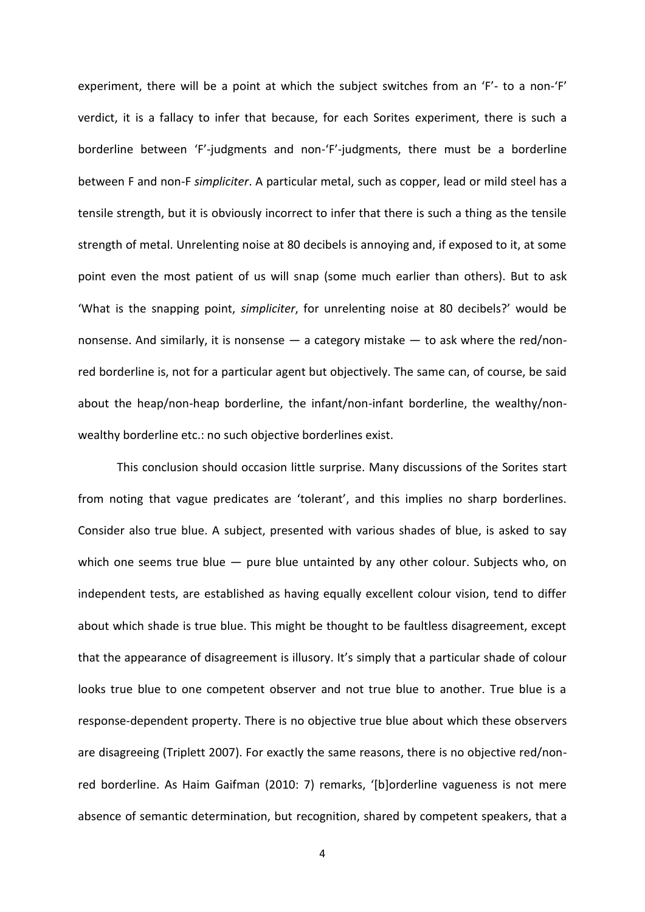experiment, there will be a point at which the subject switches from an 'F'- to a non-'F' verdict, it is a fallacy to infer that because, for each Sorites experiment, there is such a borderline between 'F'-judgments and non-'F'-judgments, there must be a borderline between F and non-F *simpliciter*. A particular metal, such as copper, lead or mild steel has a tensile strength, but it is obviously incorrect to infer that there is such a thing as the tensile strength of metal. Unrelenting noise at 80 decibels is annoying and, if exposed to it, at some point even the most patient of us will snap (some much earlier than others). But to ask 'What is the snapping point, *simpliciter*, for unrelenting noise at 80 decibels?' would be nonsense. And similarly, it is nonsense — a category mistake — to ask where the red/non-red borderline is, not for a particular agent but objectively. The same can, of course, be said about the heap/non-heap borderline, the infant/non-infant borderline, the wealthy/non-wealthy borderline etc.: no such objective borderlines exist.

This conclusion should occasion little surprise. Many discussions of the Sorites start from noting that vague predicates are 'tolerant', and this implies no sharp borderlines. Consider also true blue. A subject, presented with various shades of blue, is asked to say which one seems true blue — pure blue untainted by any other colour. Subjects who, on independent tests, are established as having equally excellent colour vision, tend to differ about which shade is true blue. This might be thought to be faultless disagreement, except that the appearance of disagreement is illusory. It's simply that a particular shade of colour looks true blue to one competent observer and not true blue to another. True blue is a response-dependent property. There is no objective true blue about which these observers are disagreeing (Triplett 2007). For exactly the same reasons, there is no objective red/non-red borderline. As Haim Gaifman (2010: 7) remarks, '[b]orderline vagueness is not mere absence of semantic determination, but recognition, shared by competent speakers, that a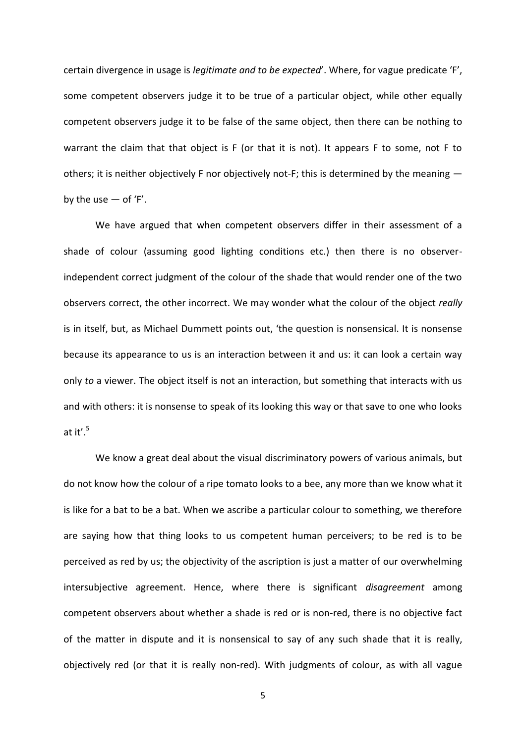certain divergence in usage is *legitimate and to be expected*'. Where, for vague predicate 'F', some competent observers judge it to be true of a particular object, while other equally competent observers judge it to be false of the same object, then there can be nothing to warrant the claim that that object is F (or that it is not). It appears F to some, not F to others; it is neither objectively F nor objectively not-F; this is determined by the meaning — by the use — of 'F'.

We have argued that when competent observers differ in their assessment of a shade of colour (assuming good lighting conditions etc.) then there is no observer-independent correct judgment of the colour of the shade that would render one of the two observers correct, the other incorrect. We may wonder what the colour of the object *really* is in itself, but, as Michael Dummett points out, 'the question is nonsensical. It is nonsense because its appearance to us is an interaction between it and us: it can look a certain way only *to* a viewer. The object itself is not an interaction, but something that interacts with us and with others: it is nonsense to speak of its looking this way or that save to one who looks at it'.[5]

We know a great deal about the visual discriminatory powers of various animals, but do not know how the colour of a ripe tomato looks to a bee, any more than we know what it is like for a bat to be a bat. When we ascribe a particular colour to something, we therefore are saying how that thing looks to us competent human perceivers; to be red is to be perceived as red by us; the objectivity of the ascription is just a matter of our overwhelming intersubjective agreement. Hence, where there is significant *disagreement* among competent observers about whether a shade is red or is non-red, there is no objective fact of the matter in dispute and it is nonsensical to say of any such shade that it is really, objectively red (or that it is really non-red). With judgments of colour, as with all vague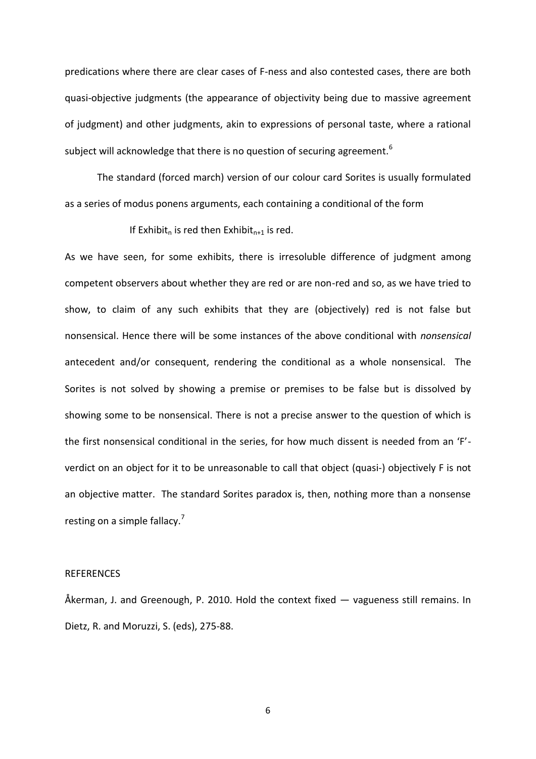predications where there are clear cases of F-ness and also contested cases, there are both quasi-objective judgments (the appearance of objectivity being due to massive agreement of judgment) and other judgments, akin to expressions of personal taste, where a rational subject will acknowledge that there is no question of securing agreement.[6]

The standard (forced march) version of our colour card Sorites is usually formulated as a series of modus ponens arguments, each containing a conditional of the form

If $\text{Exhibit}_n$ is red then $\text{Exhibit}_{n+1}$ is red.

As we have seen, for some exhibits, there is irresoluble difference of judgment among competent observers about whether they are red or are non-red and so, as we have tried to show, to claim of any such exhibits that they are (objectively) red is not false but nonsensical. Hence there will be some instances of the above conditional with *nonsensical* antecedent and/or consequent, rendering the conditional as a whole nonsensical. The Sorites is not solved by showing a premise or premises to be false but is dissolved by showing some to be nonsensical. There is not a precise answer to the question of which is the first nonsensical conditional in the series, for how much dissent is needed from an 'F'-verdict on an object for it to be unreasonable to call that object (quasi-) objectively F is not an objective matter. The standard Sorites paradox is, then, nothing more than a nonsense resting on a simple fallacy.[7]

## REFERENCES

Åkerman, J. and Greenough, P. 2010. Hold the context fixed — vagueness still remains. In Dietz, R. and Moruzzi, S. (eds), 275-88.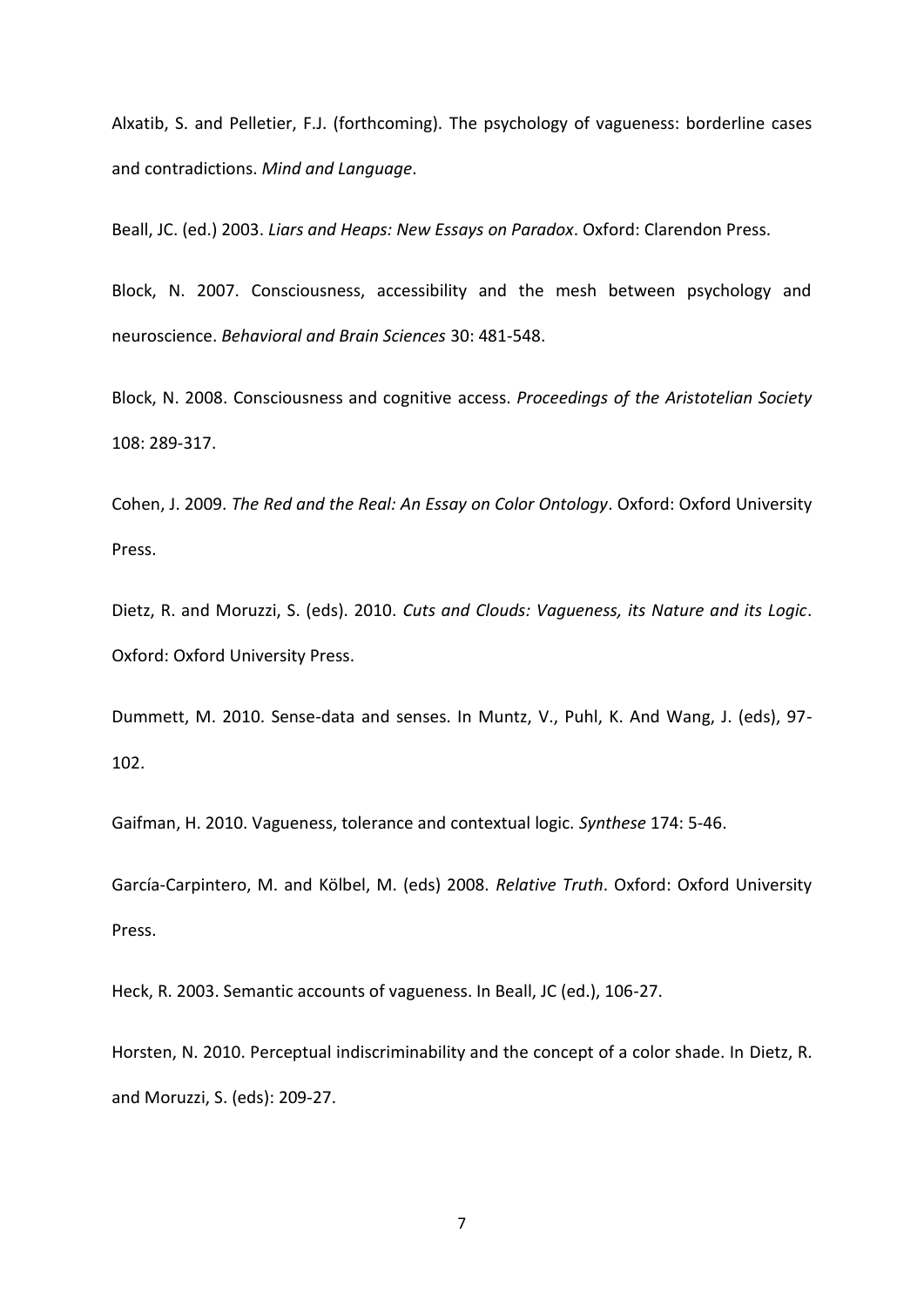Alxatib, S. and Pelletier, F.J. (forthcoming). The psychology of vagueness: borderline cases and contradictions. *Mind and Language*.

Beall, JC. (ed.) 2003. *Liars and Heaps: New Essays on Paradox*. Oxford: Clarendon Press.

Block, N. 2007. Consciousness, accessibility and the mesh between psychology and neuroscience. *Behavioral and Brain Sciences* 30: 481-548.

Block, N. 2008. Consciousness and cognitive access. *Proceedings of the Aristotelian Society* 108: 289-317.

Cohen, J. 2009. *The Red and the Real: An Essay on Color Ontology*. Oxford: Oxford University Press.

Dietz, R. and Moruzzi, S. (eds). 2010. *Cuts and Clouds: Vagueness, its Nature and its Logic*. Oxford: Oxford University Press.

Dummett, M. 2010. Sense-data and senses. In Muntz, V., Puhl, K. And Wang, J. (eds), 97-102.

Gaifman, H. 2010. Vagueness, tolerance and contextual logic. *Synthese* 174: 5-46.

García-Carpintero, M. and Kölbel, M. (eds) 2008. *Relative Truth*. Oxford: Oxford University Press.

Heck, R. 2003. Semantic accounts of vagueness. In Beall, JC (ed.), 106-27.

Horsten, N. 2010. Perceptual indiscriminability and the concept of a color shade. In Dietz, R. and Moruzzi, S. (eds): 209-27.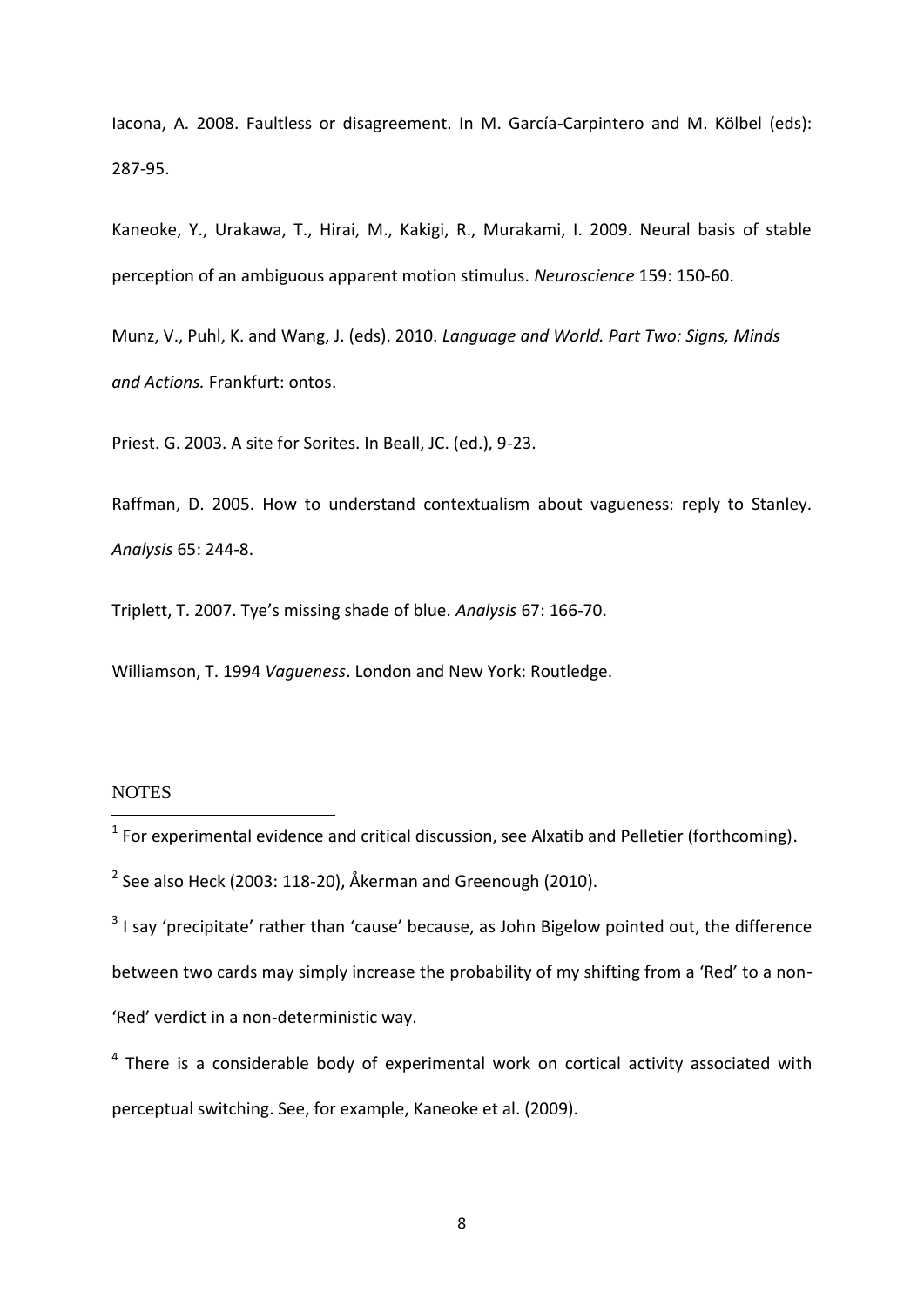Iacona, A. 2008. Faultless or disagreement. In M. García-Carpintero and M. Kölbel (eds): 287-95.

Kaneoke, Y., Urakawa, T., Hirai, M., Kakigi, R., Murakami, I. 2009. Neural basis of stable perception of an ambiguous apparent motion stimulus. *Neuroscience* 159: 150-60.

Munz, V., Puhl, K. and Wang, J. (eds). 2010. *Language and World. Part Two: Signs, Minds and Actions.* Frankfurt: ontos.

Priest. G. 2003. A site for Sorites. In Beall, JC. (ed.), 9-23.

Raffman, D. 2005. How to understand contextualism about vagueness: reply to Stanley. *Analysis* 65: 244-8.

Triplett, T. 2007. Tye's missing shade of blue. *Analysis* 67: 166-70.

Williamson, T. 1994 *Vagueness*. London and New York: Routledge.

NOTES

[1] For experimental evidence and critical discussion, see Alxatib and Pelletier (forthcoming).

[2] See also Heck (2003: 118-20), Åkerman and Greenough (2010).

[3] I say 'precipitate' rather than 'cause' because, as John Bigelow pointed out, the difference between two cards may simply increase the probability of my shifting from a 'Red' to a non-'Red' verdict in a non-deterministic way.

[4] There is a considerable body of experimental work on cortical activity associated with perceptual switching. See, for example, Kaneoke et al. (2009).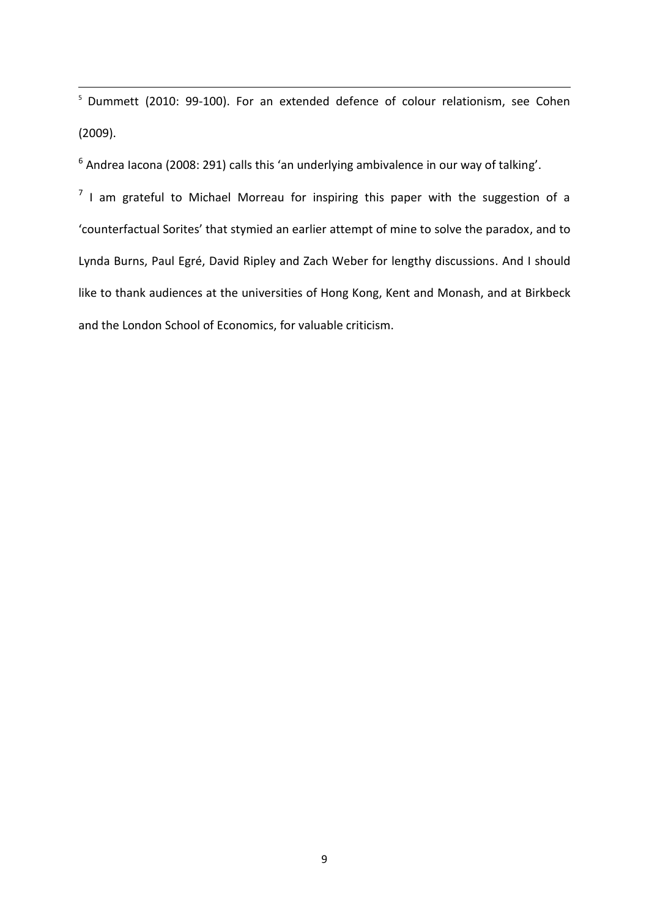[5] Dummett (2010: 99-100). For an extended defence of colour relationism, see Cohen (2009).

[6] Andrea Iacona (2008: 291) calls this 'an underlying ambivalence in our way of talking'.

[7] I am grateful to Michael Morreau for inspiring this paper with the suggestion of a 'counterfactual Sorites' that stymied an earlier attempt of mine to solve the paradox, and to Lynda Burns, Paul Egré, David Ripley and Zach Weber for lengthy discussions. And I should like to thank audiences at the universities of Hong Kong, Kent and Monash, and at Birkbeck and the London School of Economics, for valuable criticism.